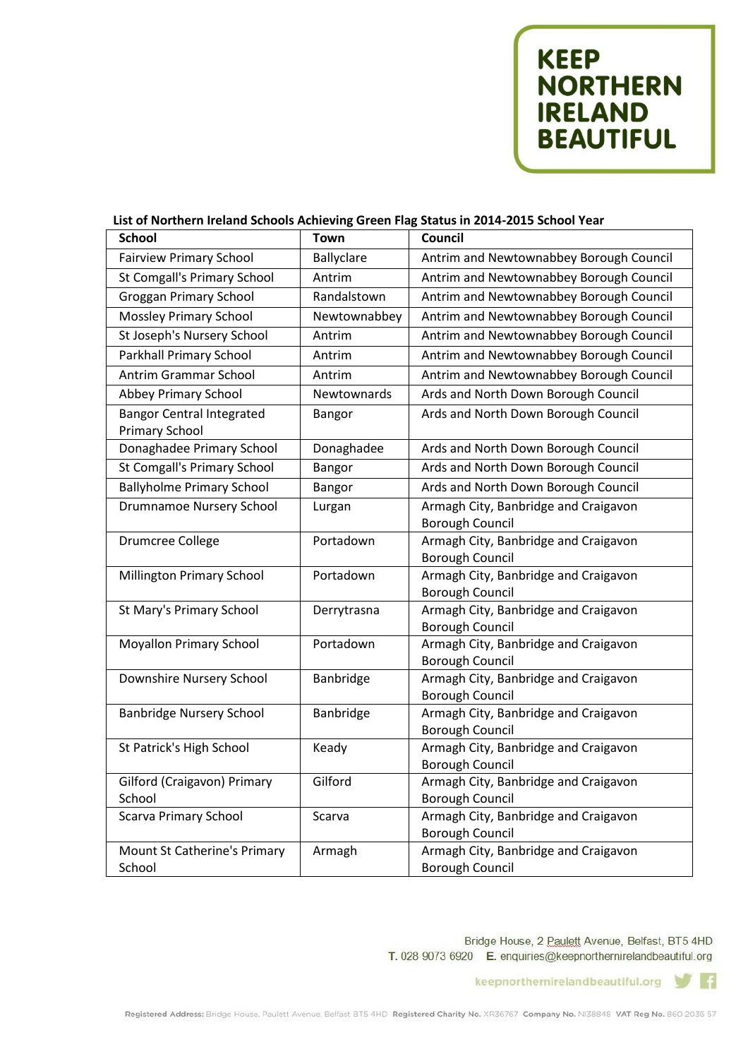KEEP NORTHERN IRELAND BEAUTIFUL

**List of Northern Ireland Schools Achieving Green Flag Status in 2014-2015 School Year**

| School | Town | Council |
|---|---|---|
| Fairview Primary School | Ballyclare | Antrim and Newtownabbey Borough Council |
| St Comgall's Primary School | Antrim | Antrim and Newtownabbey Borough Council |
| Groggan Primary School | Randalstown | Antrim and Newtownabbey Borough Council |
| Mossley Primary School | Newtownabbey | Antrim and Newtownabbey Borough Council |
| St Joseph's Nursery School | Antrim | Antrim and Newtownabbey Borough Council |
| Parkhall Primary School | Antrim | Antrim and Newtownabbey Borough Council |
| Antrim Grammar School | Antrim | Antrim and Newtownabbey Borough Council |
| Abbey Primary School | Newtownards | Ards and North Down Borough Council |
| Bangor Central Integrated Primary School | Bangor | Ards and North Down Borough Council |
| Donaghadee Primary School | Donaghadee | Ards and North Down Borough Council |
| St Comgall's Primary School | Bangor | Ards and North Down Borough Council |
| Ballyholme Primary School | Bangor | Ards and North Down Borough Council |
| Drumnamoe Nursery School | Lurgan | Armagh City, Banbridge and Craigavon Borough Council |
| Drumcree College | Portadown | Armagh City, Banbridge and Craigavon Borough Council |
| Millington Primary School | Portadown | Armagh City, Banbridge and Craigavon Borough Council |
| St Mary's Primary School | Derrytrasna | Armagh City, Banbridge and Craigavon Borough Council |
| Moyallon Primary School | Portadown | Armagh City, Banbridge and Craigavon Borough Council |
| Downshire Nursery School | Banbridge | Armagh City, Banbridge and Craigavon Borough Council |
| Banbridge Nursery School | Banbridge | Armagh City, Banbridge and Craigavon Borough Council |
| St Patrick's High School | Keady | Armagh City, Banbridge and Craigavon Borough Council |
| Gilford (Craigavon) Primary School | Gilford | Armagh City, Banbridge and Craigavon Borough Council |
| Scarva Primary School | Scarva | Armagh City, Banbridge and Craigavon Borough Council |
| Mount St Catherine's Primary School | Armagh | Armagh City, Banbridge and Craigavon Borough Council |

Bridge House, 2 Paulett Avenue, Belfast, BT5 4HD
T. 028 9073 6920 E. enquiries@keepnorthernirelandbeautiful.org

keepnorthernirelandbeautiful.org

Registered Address: Bridge House, Paulett Avenue, Belfast BT5 4HD Registered Charity No. XR36767 Company No. NI38848 VAT Reg No. 860 2036 57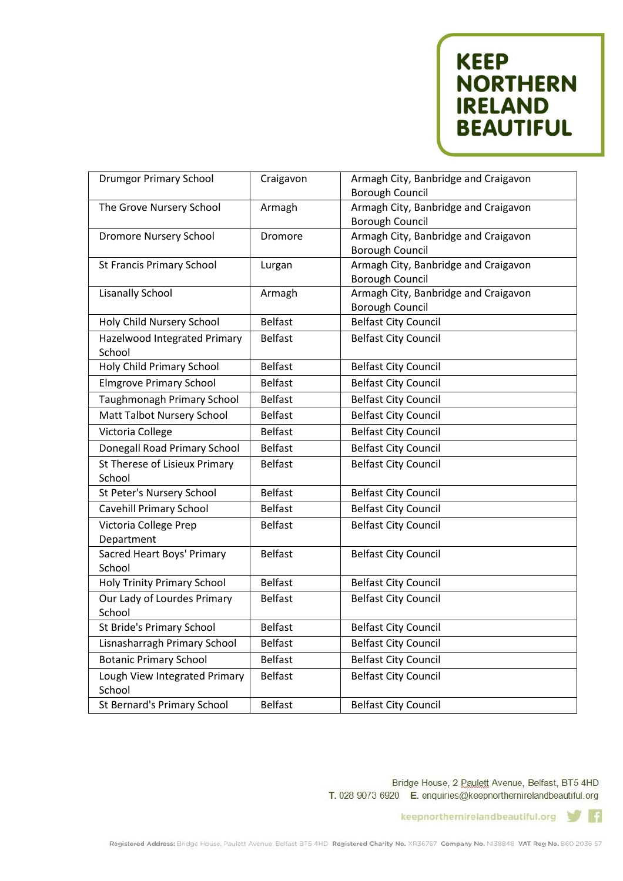| Drumgor Primary School | Craigavon | Armagh City, Banbridge and Craigavon Borough Council |
|---|---|---|
| The Grove Nursery School | Armagh | Armagh City, Banbridge and Craigavon Borough Council |
| Dromore Nursery School | Dromore | Armagh City, Banbridge and Craigavon Borough Council |
| St Francis Primary School | Lurgan | Armagh City, Banbridge and Craigavon Borough Council |
| Lisanally School | Armagh | Armagh City, Banbridge and Craigavon Borough Council |
| Holy Child Nursery School | Belfast | Belfast City Council |
| Hazelwood Integrated Primary School | Belfast | Belfast City Council |
| Holy Child Primary School | Belfast | Belfast City Council |
| Elmgrove Primary School | Belfast | Belfast City Council |
| Taughmonagh Primary School | Belfast | Belfast City Council |
| Matt Talbot Nursery School | Belfast | Belfast City Council |
| Victoria College | Belfast | Belfast City Council |
| Donegall Road Primary School | Belfast | Belfast City Council |
| St Therese of Lisieux Primary School | Belfast | Belfast City Council |
| St Peter's Nursery School | Belfast | Belfast City Council |
| Cavehill Primary School | Belfast | Belfast City Council |
| Victoria College Prep Department | Belfast | Belfast City Council |
| Sacred Heart Boys' Primary School | Belfast | Belfast City Council |
| Holy Trinity Primary School | Belfast | Belfast City Council |
| Our Lady of Lourdes Primary School | Belfast | Belfast City Council |
| St Bride's Primary School | Belfast | Belfast City Council |
| Lisnasharragh Primary School | Belfast | Belfast City Council |
| Botanic Primary School | Belfast | Belfast City Council |
| Lough View Integrated Primary School | Belfast | Belfast City Council |
| St Bernard's Primary School | Belfast | Belfast City Council |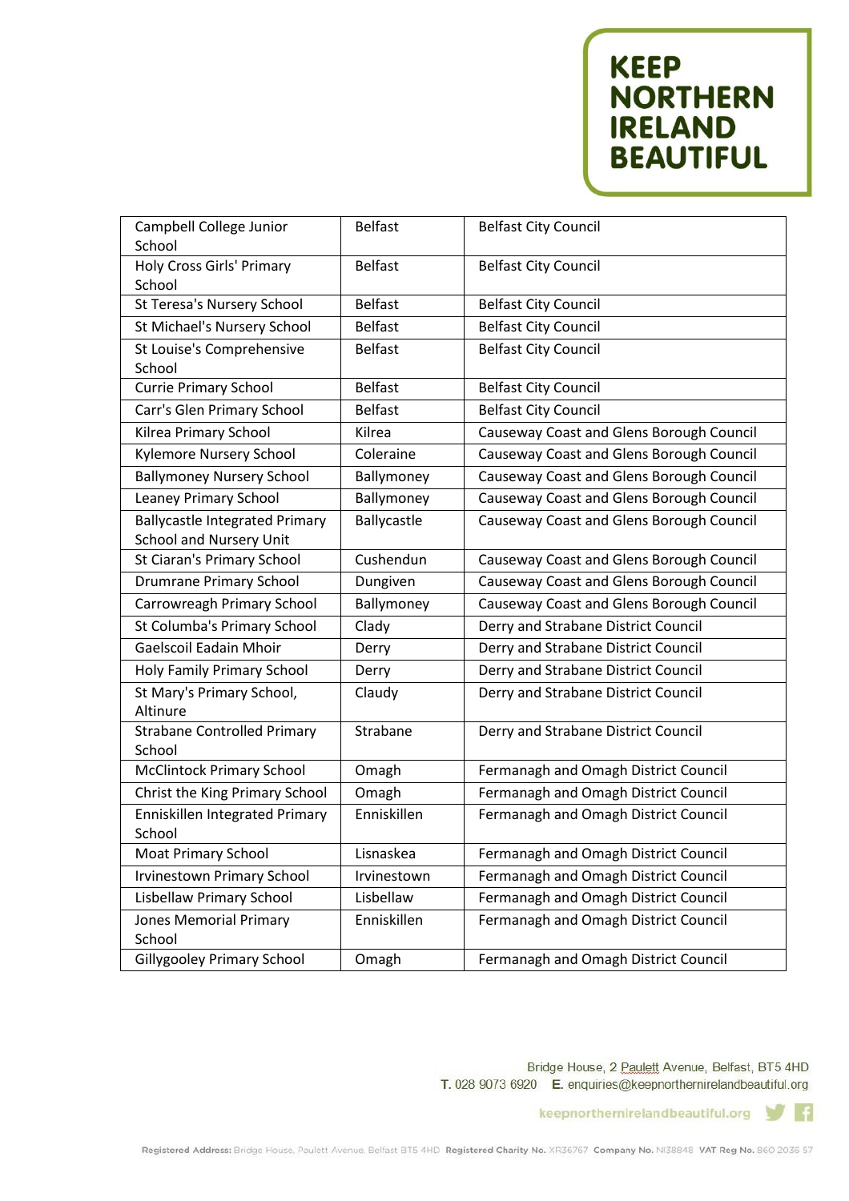| | | |
|---|---|---|
| Campbell College Junior School | Belfast | Belfast City Council |
| Holy Cross Girls' Primary School | Belfast | Belfast City Council |
| St Teresa's Nursery School | Belfast | Belfast City Council |
| St Michael's Nursery School | Belfast | Belfast City Council |
| St Louise's Comprehensive School | Belfast | Belfast City Council |
| Currie Primary School | Belfast | Belfast City Council |
| Carr's Glen Primary School | Belfast | Belfast City Council |
| Kilrea Primary School | Kilrea | Causeway Coast and Glens Borough Council |
| Kylemore Nursery School | Coleraine | Causeway Coast and Glens Borough Council |
| Ballymoney Nursery School | Ballymoney | Causeway Coast and Glens Borough Council |
| Leaney Primary School | Ballymoney | Causeway Coast and Glens Borough Council |
| Ballycastle Integrated Primary School and Nursery Unit | Ballycastle | Causeway Coast and Glens Borough Council |
| St Ciaran's Primary School | Cushendun | Causeway Coast and Glens Borough Council |
| Drumrane Primary School | Dungiven | Causeway Coast and Glens Borough Council |
| Carrowreagh Primary School | Ballymoney | Causeway Coast and Glens Borough Council |
| St Columba's Primary School | Clady | Derry and Strabane District Council |
| Gaelscoil Eadain Mhoir | Derry | Derry and Strabane District Council |
| Holy Family Primary School | Derry | Derry and Strabane District Council |
| St Mary's Primary School, Altinure | Claudy | Derry and Strabane District Council |
| Strabane Controlled Primary School | Strabane | Derry and Strabane District Council |
| McClintock Primary School | Omagh | Fermanagh and Omagh District Council |
| Christ the King Primary School | Omagh | Fermanagh and Omagh District Council |
| Enniskillen Integrated Primary School | Enniskillen | Fermanagh and Omagh District Council |
| Moat Primary School | Lisnaskea | Fermanagh and Omagh District Council |
| Irvinestown Primary School | Irvinestown | Fermanagh and Omagh District Council |
| Lisbellaw Primary School | Lisbellaw | Fermanagh and Omagh District Council |
| Jones Memorial Primary School | Enniskillen | Fermanagh and Omagh District Council |
| Gillygooley Primary School | Omagh | Fermanagh and Omagh District Council |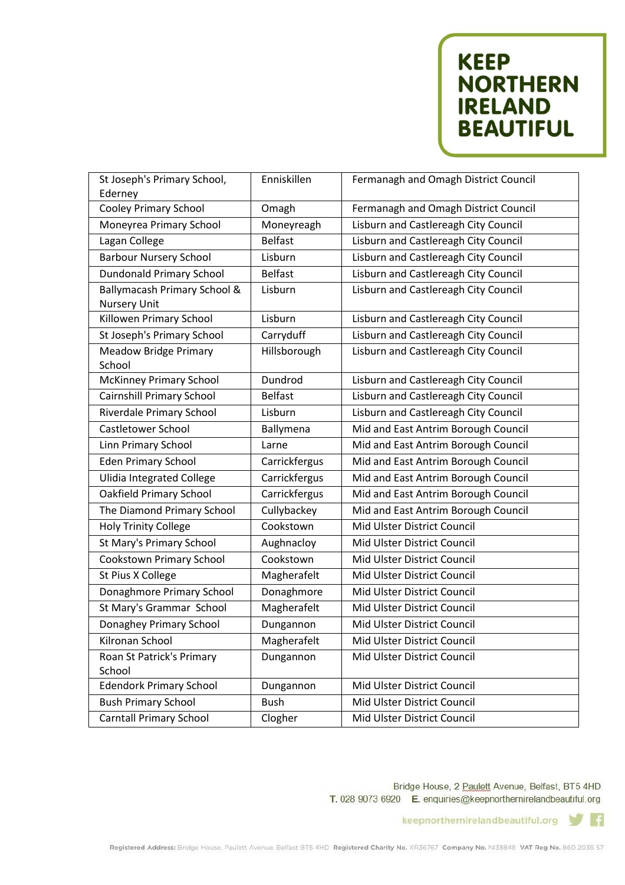| St Joseph's Primary School, Ederney | Enniskillen | Fermanagh and Omagh District Council |
|---|---|---|
| Cooley Primary School | Omagh | Fermanagh and Omagh District Council |
| Moneyrea Primary School | Moneyreagh | Lisburn and Castlereagh City Council |
| Lagan College | Belfast | Lisburn and Castlereagh City Council |
| Barbour Nursery School | Lisburn | Lisburn and Castlereagh City Council |
| Dundonald Primary School | Belfast | Lisburn and Castlereagh City Council |
| Ballymacash Primary School & Nursery Unit | Lisburn | Lisburn and Castlereagh City Council |
| Killowen Primary School | Lisburn | Lisburn and Castlereagh City Council |
| St Joseph's Primary School | Carryduff | Lisburn and Castlereagh City Council |
| Meadow Bridge Primary School | Hillsborough | Lisburn and Castlereagh City Council |
| McKinney Primary School | Dundrod | Lisburn and Castlereagh City Council |
| Cairnshill Primary School | Belfast | Lisburn and Castlereagh City Council |
| Riverdale Primary School | Lisburn | Lisburn and Castlereagh City Council |
| Castletower School | Ballymena | Mid and East Antrim Borough Council |
| Linn Primary School | Larne | Mid and East Antrim Borough Council |
| Eden Primary School | Carrickfergus | Mid and East Antrim Borough Council |
| Ulidia Integrated College | Carrickfergus | Mid and East Antrim Borough Council |
| Oakfield Primary School | Carrickfergus | Mid and East Antrim Borough Council |
| The Diamond Primary School | Cullybackey | Mid and East Antrim Borough Council |
| Holy Trinity College | Cookstown | Mid Ulster District Council |
| St Mary's Primary School | Aughnacloy | Mid Ulster District Council |
| Cookstown Primary School | Cookstown | Mid Ulster District Council |
| St Pius X College | Magherafelt | Mid Ulster District Council |
| Donaghmore Primary School | Donaghmore | Mid Ulster District Council |
| St Mary's Grammar School | Magherafelt | Mid Ulster District Council |
| Donaghey Primary School | Dungannon | Mid Ulster District Council |
| Kilronan School | Magherafelt | Mid Ulster District Council |
| Roan St Patrick's Primary School | Dungannon | Mid Ulster District Council |
| Edendork Primary School | Dungannon | Mid Ulster District Council |
| Bush Primary School | Bush | Mid Ulster District Council |
| Carntall Primary School | Clogher | Mid Ulster District Council |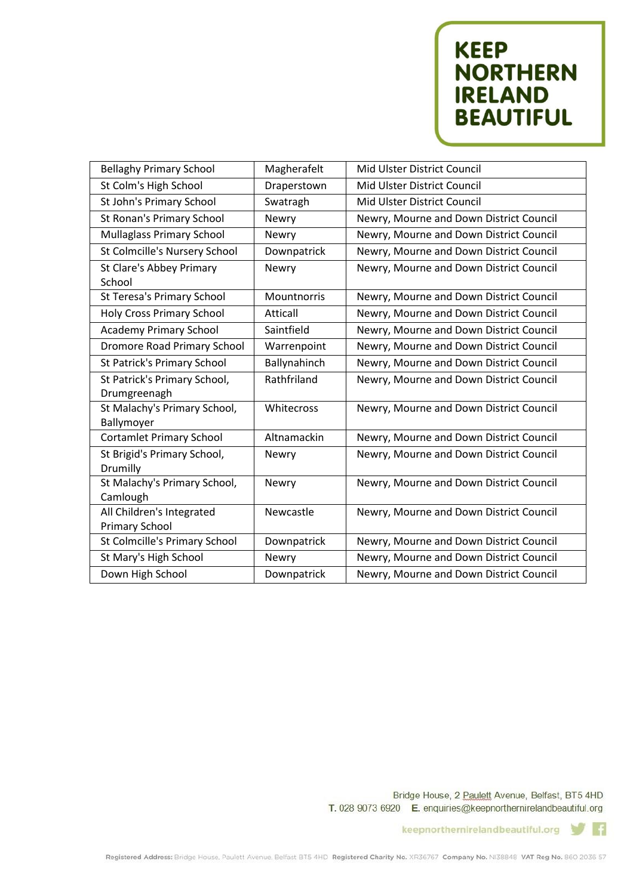| | | |
|---|---|---|
| Bellaghy Primary School | Magherafelt | Mid Ulster District Council |
| St Colm's High School | Draperstown | Mid Ulster District Council |
| St John's Primary School | Swatragh | Mid Ulster District Council |
| St Ronan's Primary School | Newry | Newry, Mourne and Down District Council |
| Mullaglass Primary School | Newry | Newry, Mourne and Down District Council |
| St Colmcille's Nursery School | Downpatrick | Newry, Mourne and Down District Council |
| St Clare's Abbey Primary School | Newry | Newry, Mourne and Down District Council |
| St Teresa's Primary School | Mountnorris | Newry, Mourne and Down District Council |
| Holy Cross Primary School | Atticall | Newry, Mourne and Down District Council |
| Academy Primary School | Saintfield | Newry, Mourne and Down District Council |
| Dromore Road Primary School | Warrenpoint | Newry, Mourne and Down District Council |
| St Patrick's Primary School | Ballynahinch | Newry, Mourne and Down District Council |
| St Patrick's Primary School, Drumgreenagh | Rathfriland | Newry, Mourne and Down District Council |
| St Malachy's Primary School, Ballymoyer | Whitecross | Newry, Mourne and Down District Council |
| Cortamlet Primary School | Altnamackin | Newry, Mourne and Down District Council |
| St Brigid's Primary School, Drumilly | Newry | Newry, Mourne and Down District Council |
| St Malachy's Primary School, Camlough | Newry | Newry, Mourne and Down District Council |
| All Children's Integrated Primary School | Newcastle | Newry, Mourne and Down District Council |
| St Colmcille's Primary School | Downpatrick | Newry, Mourne and Down District Council |
| St Mary's High School | Newry | Newry, Mourne and Down District Council |
| Down High School | Downpatrick | Newry, Mourne and Down District Council |